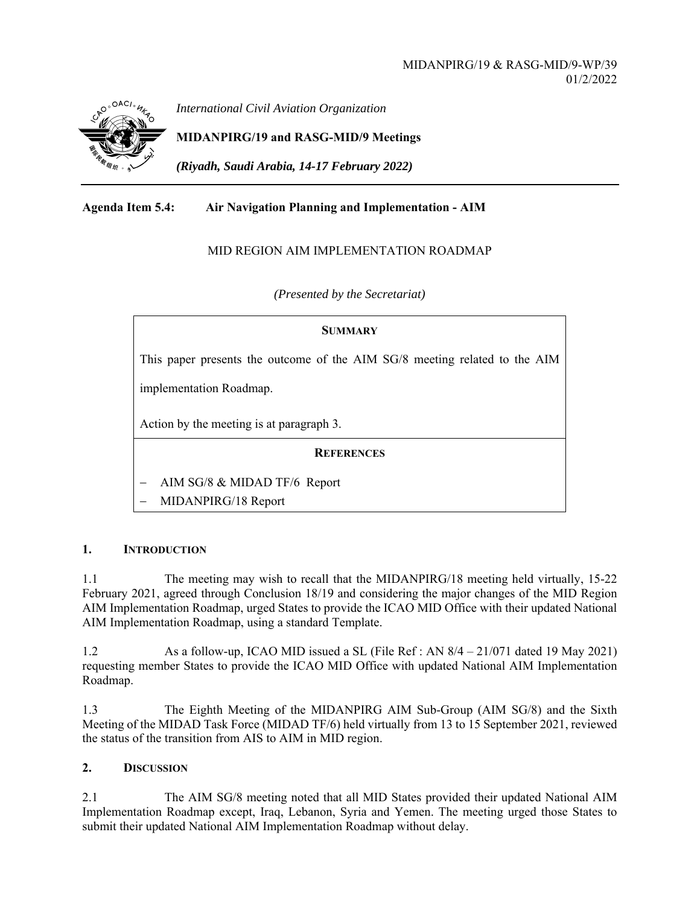MIDANPIRG/19 & RASG-MID/9-WP/39
01/2/2022

*International Civil Aviation Organization*

**MIDANPIRG/19 and RASG-MID/9 Meetings**

***(Riyadh, Saudi Arabia, 14-17 February 2022)***

**Agenda Item 5.4: Air Navigation Planning and Implementation - AIM**

MID REGION AIM IMPLEMENTATION ROADMAP

*(Presented by the Secretariat)*

| **SUMMARY** |
| --- |
| This paper presents the outcome of the AIM SG/8 meeting related to the AIM implementation Roadmap.<br><br>Action by the meeting is at paragraph 3. |
| **REFERENCES** |
| – AIM SG/8 & MIDAD TF/6 Report<br>– MIDANPIRG/18 Report |

## 1. INTRODUCTION

1.1 The meeting may wish to recall that the MIDANPIRG/18 meeting held virtually, 15-22 February 2021, agreed through Conclusion 18/19 and considering the major changes of the MID Region AIM Implementation Roadmap, urged States to provide the ICAO MID Office with their updated National AIM Implementation Roadmap, using a standard Template.

1.2 As a follow-up, ICAO MID issued a SL (File Ref : AN 8/4 – 21/071 dated 19 May 2021) requesting member States to provide the ICAO MID Office with updated National AIM Implementation Roadmap.

1.3 The Eighth Meeting of the MIDANPIRG AIM Sub-Group (AIM SG/8) and the Sixth Meeting of the MIDAD Task Force (MIDAD TF/6) held virtually from 13 to 15 September 2021, reviewed the status of the transition from AIS to AIM in MID region.

## 2. DISCUSSION

2.1 The AIM SG/8 meeting noted that all MID States provided their updated National AIM Implementation Roadmap except, Iraq, Lebanon, Syria and Yemen. The meeting urged those States to submit their updated National AIM Implementation Roadmap without delay.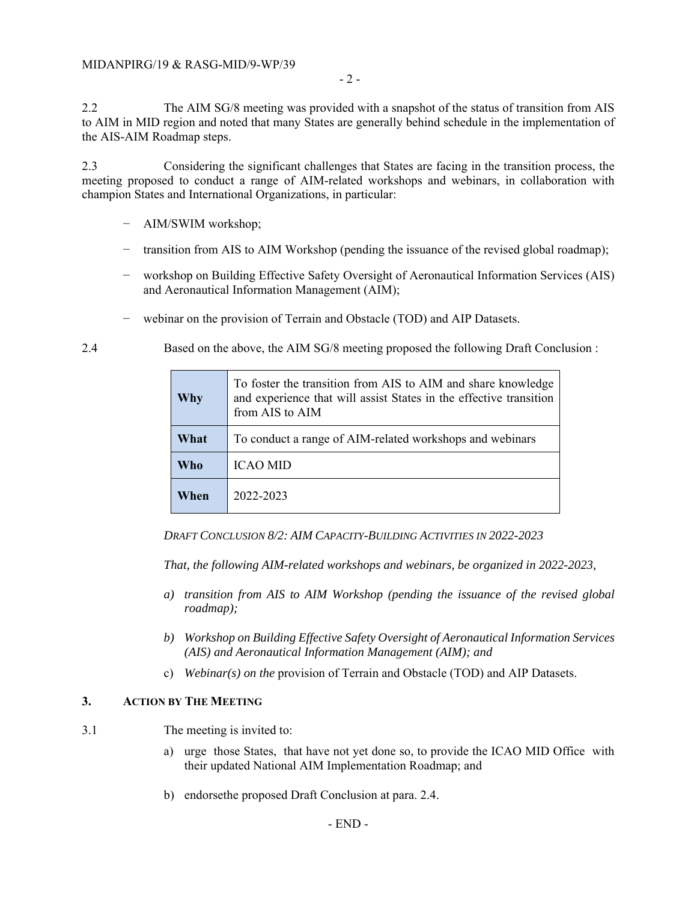2.2 The AIM SG/8 meeting was provided with a snapshot of the status of transition from AIS to AIM in MID region and noted that many States are generally behind schedule in the implementation of the AIS-AIM Roadmap steps.

2.3 Considering the significant challenges that States are facing in the transition process, the meeting proposed to conduct a range of AIM-related workshops and webinars, in collaboration with champion States and International Organizations, in particular:

- AIM/SWIM workshop;
- transition from AIS to AIM Workshop (pending the issuance of the revised global roadmap);
- workshop on Building Effective Safety Oversight of Aeronautical Information Services (AIS) and Aeronautical Information Management (AIM);
- webinar on the provision of Terrain and Obstacle (TOD) and AIP Datasets.

2.4 Based on the above, the AIM SG/8 meeting proposed the following Draft Conclusion :

| | |
|---|---|
| **Why** | To foster the transition from AIS to AIM and share knowledge and experience that will assist States in the effective transition from AIS to AIM |
| **What** | To conduct a range of AIM-related workshops and webinars |
| **Who** | ICAO MID |
| **When** | 2022-2023 |

*DRAFT CONCLUSION 8/2: AIM CAPACITY-BUILDING ACTIVITIES IN 2022-2023*

*That, the following AIM-related workshops and webinars, be organized in 2022-2023,*

a) *transition from AIS to AIM Workshop (pending the issuance of the revised global roadmap);*

b) *Workshop on Building Effective Safety Oversight of Aeronautical Information Services (AIS) and Aeronautical Information Management (AIM); and*

c) *Webinar(s) on the* provision of Terrain and Obstacle (TOD) and AIP Datasets.

## 3. ACTION BY THE MEETING

3.1 The meeting is invited to:

a) urge those States, that have not yet done so, to provide the ICAO MID Office with their updated National AIM Implementation Roadmap; and

b) endorsethe proposed Draft Conclusion at para. 2.4.

- END -